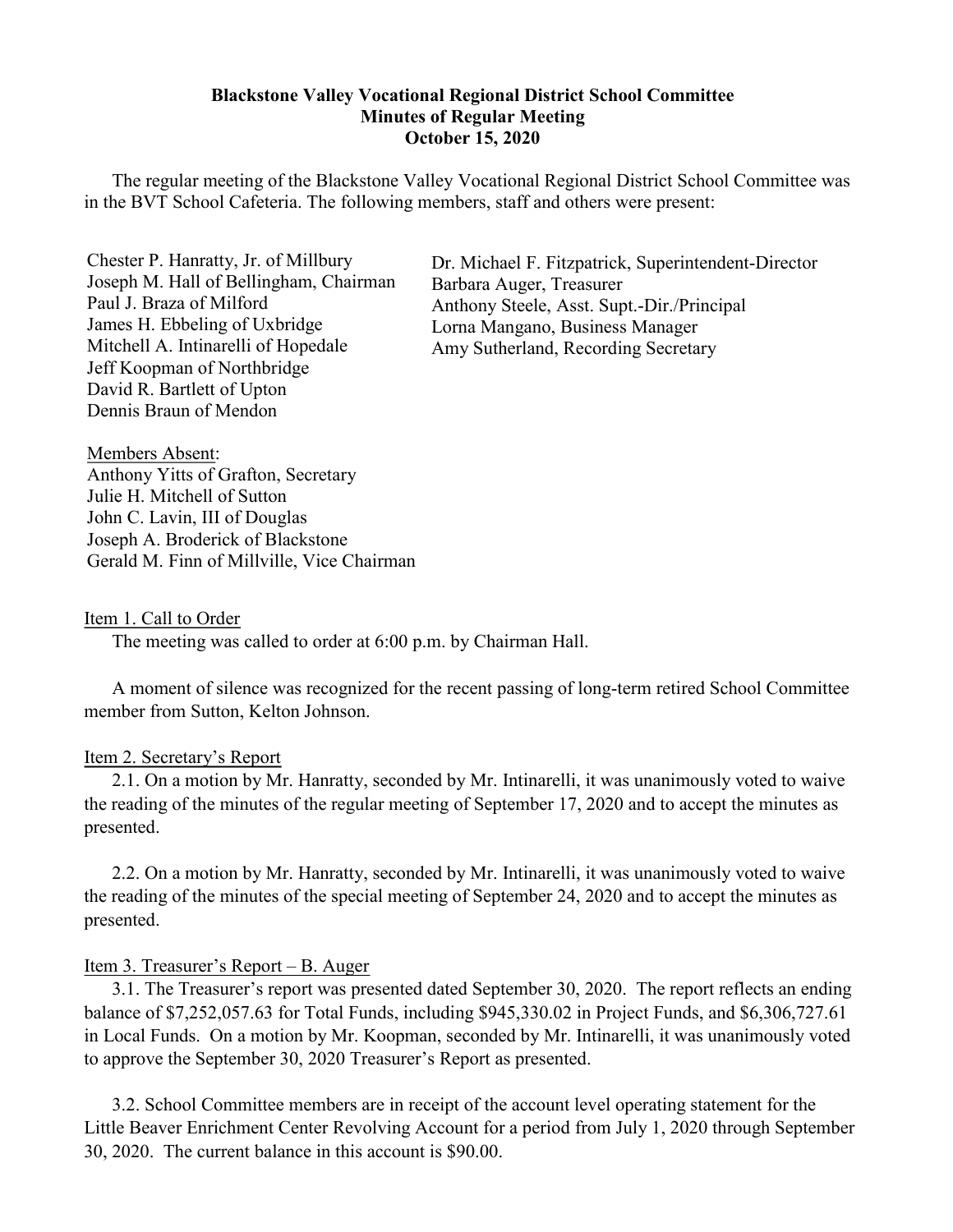**Blackstone Valley Vocational Regional District School Committee**
**Minutes of Regular Meeting**
**October 15, 2020**

The regular meeting of the Blackstone Valley Vocational Regional District School Committee was in the BVT School Cafeteria. The following members, staff and others were present:

Chester P. Hanratty, Jr. of Millbury
Joseph M. Hall of Bellingham, Chairman
Paul J. Braza of Milford
James H. Ebbeling of Uxbridge
Mitchell A. Intinarelli of Hopedale
Jeff Koopman of Northbridge
David R. Bartlett of Upton
Dennis Braun of Mendon

Dr. Michael F. Fitzpatrick, Superintendent-Director
Barbara Auger, Treasurer
Anthony Steele, Asst. Supt.-Dir./Principal
Lorna Mangano, Business Manager
Amy Sutherland, Recording Secretary

Members Absent:
Anthony Yitts of Grafton, Secretary
Julie H. Mitchell of Sutton
John C. Lavin, III of Douglas
Joseph A. Broderick of Blackstone
Gerald M. Finn of Millville, Vice Chairman

Item 1. Call to Order

The meeting was called to order at 6:00 p.m. by Chairman Hall.

A moment of silence was recognized for the recent passing of long-term retired School Committee member from Sutton, Kelton Johnson.

Item 2. Secretary's Report

2.1. On a motion by Mr. Hanratty, seconded by Mr. Intinarelli, it was unanimously voted to waive the reading of the minutes of the regular meeting of September 17, 2020 and to accept the minutes as presented.

2.2. On a motion by Mr. Hanratty, seconded by Mr. Intinarelli, it was unanimously voted to waive the reading of the minutes of the special meeting of September 24, 2020 and to accept the minutes as presented.

Item 3. Treasurer's Report – B. Auger

3.1. The Treasurer's report was presented dated September 30, 2020. The report reflects an ending balance of $7,252,057.63 for Total Funds, including $945,330.02 in Project Funds, and $6,306,727.61 in Local Funds. On a motion by Mr. Koopman, seconded by Mr. Intinarelli, it was unanimously voted to approve the September 30, 2020 Treasurer's Report as presented.

3.2. School Committee members are in receipt of the account level operating statement for the Little Beaver Enrichment Center Revolving Account for a period from July 1, 2020 through September 30, 2020. The current balance in this account is $90.00.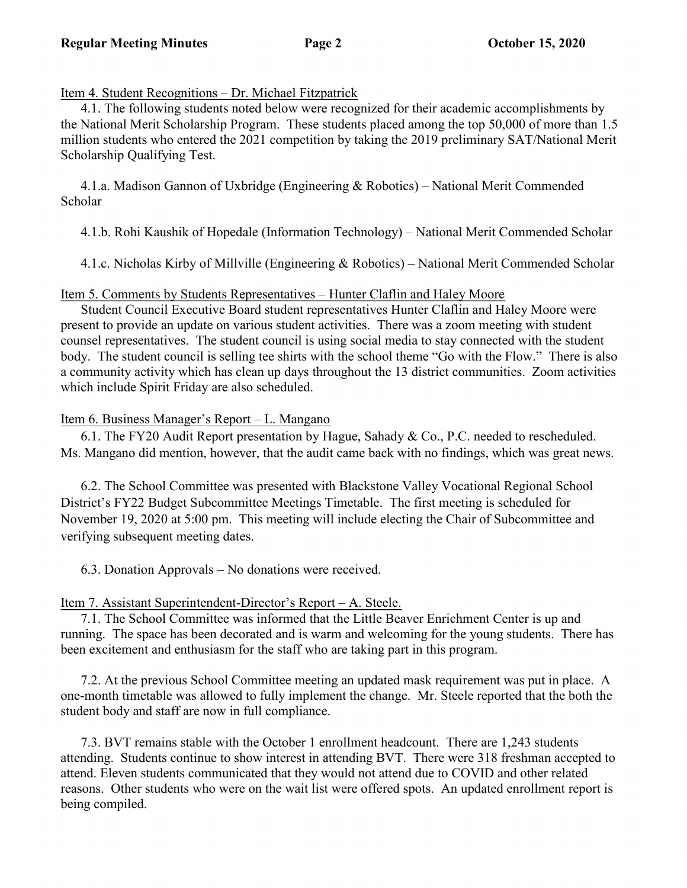Item 4. Student Recognitions – Dr. Michael Fitzpatrick

4.1. The following students noted below were recognized for their academic accomplishments by the National Merit Scholarship Program. These students placed among the top 50,000 of more than 1.5 million students who entered the 2021 competition by taking the 2019 preliminary SAT/National Merit Scholarship Qualifying Test.

4.1.a. Madison Gannon of Uxbridge (Engineering & Robotics) – National Merit Commended Scholar

4.1.b. Rohi Kaushik of Hopedale (Information Technology) – National Merit Commended Scholar

4.1.c. Nicholas Kirby of Millville (Engineering & Robotics) – National Merit Commended Scholar

Item 5. Comments by Students Representatives – Hunter Claflin and Haley Moore

Student Council Executive Board student representatives Hunter Claflin and Haley Moore were present to provide an update on various student activities. There was a zoom meeting with student counsel representatives. The student council is using social media to stay connected with the student body. The student council is selling tee shirts with the school theme "Go with the Flow." There is also a community activity which has clean up days throughout the 13 district communities. Zoom activities which include Spirit Friday are also scheduled.

Item 6. Business Manager's Report – L. Mangano

6.1. The FY20 Audit Report presentation by Hague, Sahady & Co., P.C. needed to rescheduled. Ms. Mangano did mention, however, that the audit came back with no findings, which was great news.

6.2. The School Committee was presented with Blackstone Valley Vocational Regional School District's FY22 Budget Subcommittee Meetings Timetable. The first meeting is scheduled for November 19, 2020 at 5:00 pm. This meeting will include electing the Chair of Subcommittee and verifying subsequent meeting dates.

6.3. Donation Approvals – No donations were received.

Item 7. Assistant Superintendent-Director's Report – A. Steele.

7.1. The School Committee was informed that the Little Beaver Enrichment Center is up and running. The space has been decorated and is warm and welcoming for the young students. There has been excitement and enthusiasm for the staff who are taking part in this program.

7.2. At the previous School Committee meeting an updated mask requirement was put in place. A one-month timetable was allowed to fully implement the change. Mr. Steele reported that the both the student body and staff are now in full compliance.

7.3. BVT remains stable with the October 1 enrollment headcount. There are 1,243 students attending. Students continue to show interest in attending BVT. There were 318 freshman accepted to attend. Eleven students communicated that they would not attend due to COVID and other related reasons. Other students who were on the wait list were offered spots. An updated enrollment report is being compiled.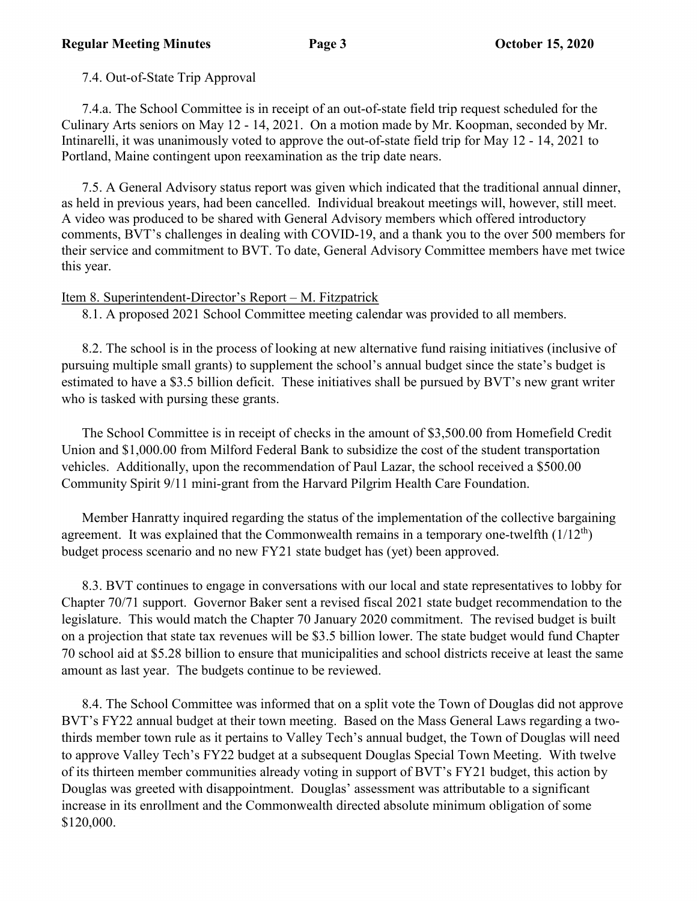7.4. Out-of-State Trip Approval

7.4.a. The School Committee is in receipt of an out-of-state field trip request scheduled for the Culinary Arts seniors on May 12 - 14, 2021. On a motion made by Mr. Koopman, seconded by Mr. Intinarelli, it was unanimously voted to approve the out-of-state field trip for May 12 - 14, 2021 to Portland, Maine contingent upon reexamination as the trip date nears.

7.5. A General Advisory status report was given which indicated that the traditional annual dinner, as held in previous years, had been cancelled. Individual breakout meetings will, however, still meet. A video was produced to be shared with General Advisory members which offered introductory comments, BVT's challenges in dealing with COVID-19, and a thank you to the over 500 members for their service and commitment to BVT. To date, General Advisory Committee members have met twice this year.

Item 8. Superintendent-Director's Report – M. Fitzpatrick

8.1. A proposed 2021 School Committee meeting calendar was provided to all members.

8.2. The school is in the process of looking at new alternative fund raising initiatives (inclusive of pursuing multiple small grants) to supplement the school's annual budget since the state's budget is estimated to have a $3.5 billion deficit. These initiatives shall be pursued by BVT's new grant writer who is tasked with pursing these grants.

The School Committee is in receipt of checks in the amount of $3,500.00 from Homefield Credit Union and $1,000.00 from Milford Federal Bank to subsidize the cost of the student transportation vehicles. Additionally, upon the recommendation of Paul Lazar, the school received a $500.00 Community Spirit 9/11 mini-grant from the Harvard Pilgrim Health Care Foundation.

Member Hanratty inquired regarding the status of the implementation of the collective bargaining agreement. It was explained that the Commonwealth remains in a temporary one-twelfth (1/12th) budget process scenario and no new FY21 state budget has (yet) been approved.

8.3. BVT continues to engage in conversations with our local and state representatives to lobby for Chapter 70/71 support. Governor Baker sent a revised fiscal 2021 state budget recommendation to the legislature. This would match the Chapter 70 January 2020 commitment. The revised budget is built on a projection that state tax revenues will be $3.5 billion lower. The state budget would fund Chapter 70 school aid at $5.28 billion to ensure that municipalities and school districts receive at least the same amount as last year. The budgets continue to be reviewed.

8.4. The School Committee was informed that on a split vote the Town of Douglas did not approve BVT's FY22 annual budget at their town meeting. Based on the Mass General Laws regarding a two-thirds member town rule as it pertains to Valley Tech's annual budget, the Town of Douglas will need to approve Valley Tech's FY22 budget at a subsequent Douglas Special Town Meeting. With twelve of its thirteen member communities already voting in support of BVT's FY21 budget, this action by Douglas was greeted with disappointment. Douglas' assessment was attributable to a significant increase in its enrollment and the Commonwealth directed absolute minimum obligation of some $120,000.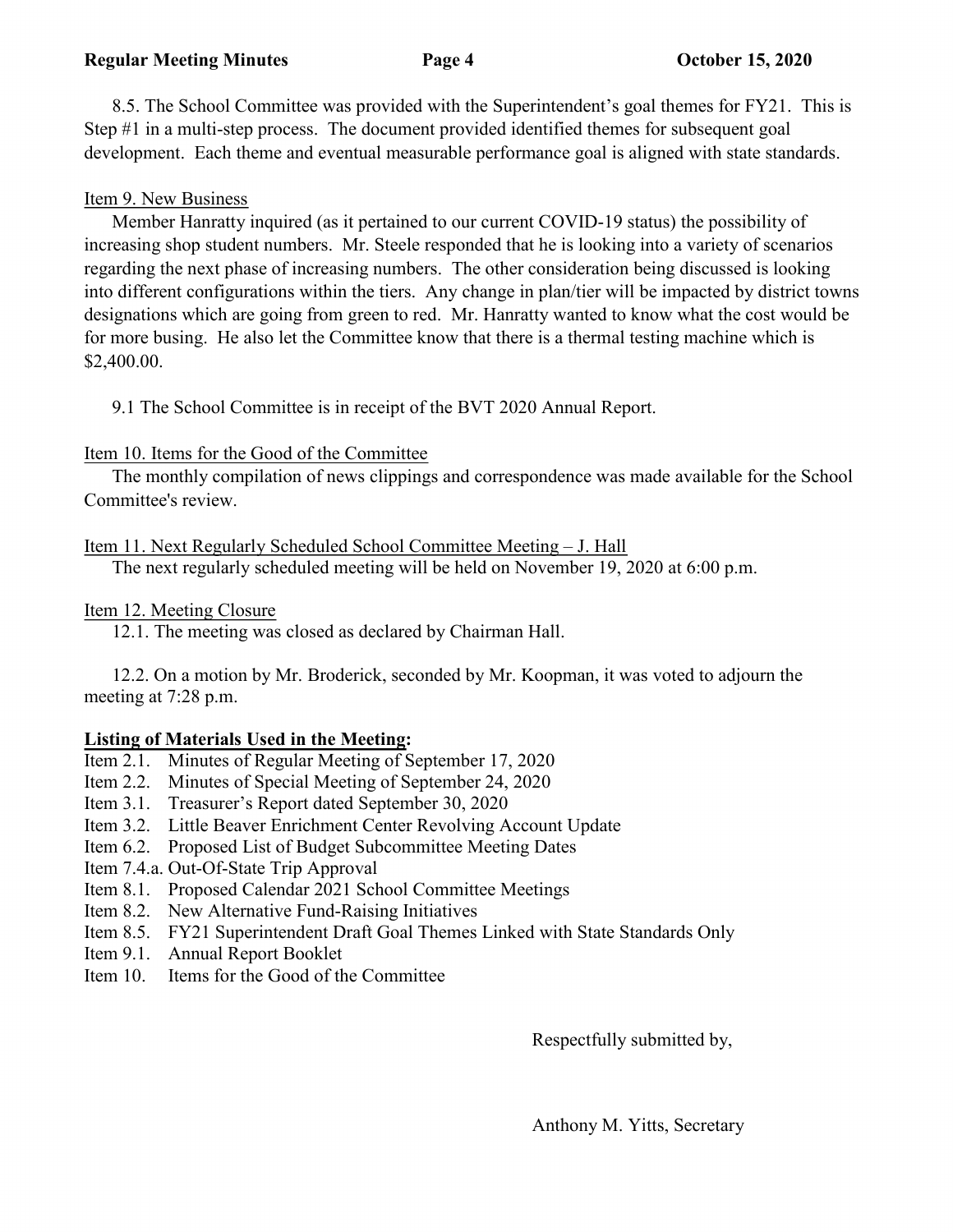8.5. The School Committee was provided with the Superintendent's goal themes for FY21. This is Step #1 in a multi-step process. The document provided identified themes for subsequent goal development. Each theme and eventual measurable performance goal is aligned with state standards.

Item 9. New Business

Member Hanratty inquired (as it pertained to our current COVID-19 status) the possibility of increasing shop student numbers. Mr. Steele responded that he is looking into a variety of scenarios regarding the next phase of increasing numbers. The other consideration being discussed is looking into different configurations within the tiers. Any change in plan/tier will be impacted by district towns designations which are going from green to red. Mr. Hanratty wanted to know what the cost would be for more busing. He also let the Committee know that there is a thermal testing machine which is $2,400.00.

9.1 The School Committee is in receipt of the BVT 2020 Annual Report.

Item 10. Items for the Good of the Committee

The monthly compilation of news clippings and correspondence was made available for the School Committee's review.

Item 11. Next Regularly Scheduled School Committee Meeting – J. Hall

The next regularly scheduled meeting will be held on November 19, 2020 at 6:00 p.m.

Item 12. Meeting Closure

12.1. The meeting was closed as declared by Chairman Hall.

12.2. On a motion by Mr. Broderick, seconded by Mr. Koopman, it was voted to adjourn the meeting at 7:28 p.m.

**Listing of Materials Used in the Meeting:**

Item 2.1. Minutes of Regular Meeting of September 17, 2020
Item 2.2. Minutes of Special Meeting of September 24, 2020
Item 3.1. Treasurer's Report dated September 30, 2020
Item 3.2. Little Beaver Enrichment Center Revolving Account Update
Item 6.2. Proposed List of Budget Subcommittee Meeting Dates
Item 7.4.a. Out-Of-State Trip Approval
Item 8.1. Proposed Calendar 2021 School Committee Meetings
Item 8.2. New Alternative Fund-Raising Initiatives
Item 8.5. FY21 Superintendent Draft Goal Themes Linked with State Standards Only
Item 9.1. Annual Report Booklet
Item 10. Items for the Good of the Committee

Respectfully submitted by,

Anthony M. Yitts, Secretary